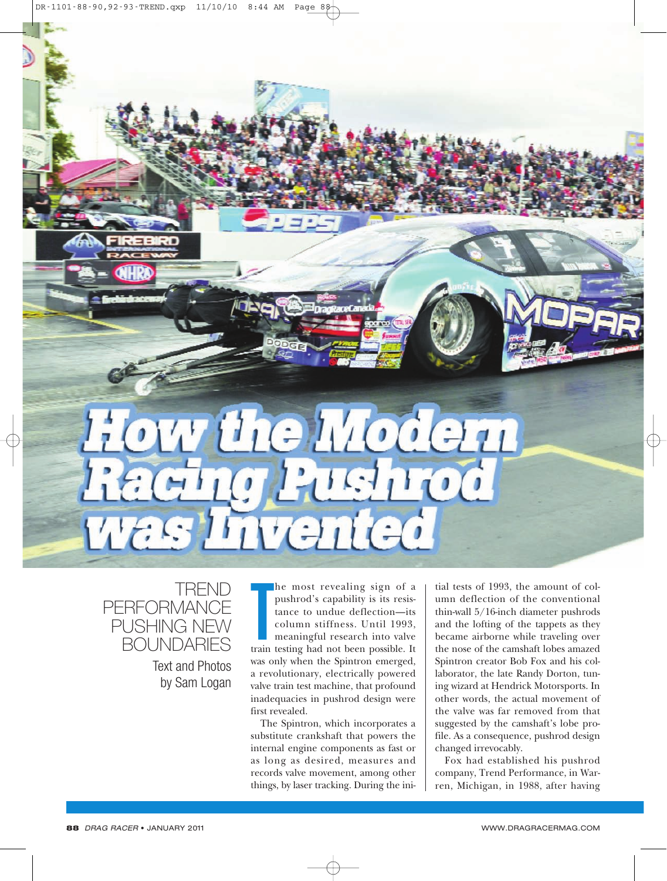# How the Modern Racing Pushrod was Invented

## TREND PERFORMANCE PUSHING NEW BOUNDARIES

Text and Photos by Sam Logan

The most revealing sign of a pushrod's capability is its resistance to undue deflection—its column stiffness. Until 1993, meaningful research into valve train testing had not been possible. It was only when the Spintron emerged, a revolutionary, electrically powered valve train test machine, that profound inadequacies in pushrod design were first revealed.

The Spintron, which incorporates a substitute crankshaft that powers the internal engine components as fast or as long as desired, measures and records valve movement, among other things, by laser tracking. During the initial tests of 1993, the amount of column deflection of the conventional thin-wall 5/16-inch diameter pushrods and the lofting of the tappets as they became airborne while traveling over the nose of the camshaft lobes amazed Spintron creator Bob Fox and his collaborator, the late Randy Dorton, tuning wizard at Hendrick Motorsports. In other words, the actual movement of the valve was far removed from that suggested by the camshaft's lobe profile. As a consequence, pushrod design changed irrevocably.

Fox had established his pushrod company, Trend Performance, in Warren, Michigan, in 1988, after having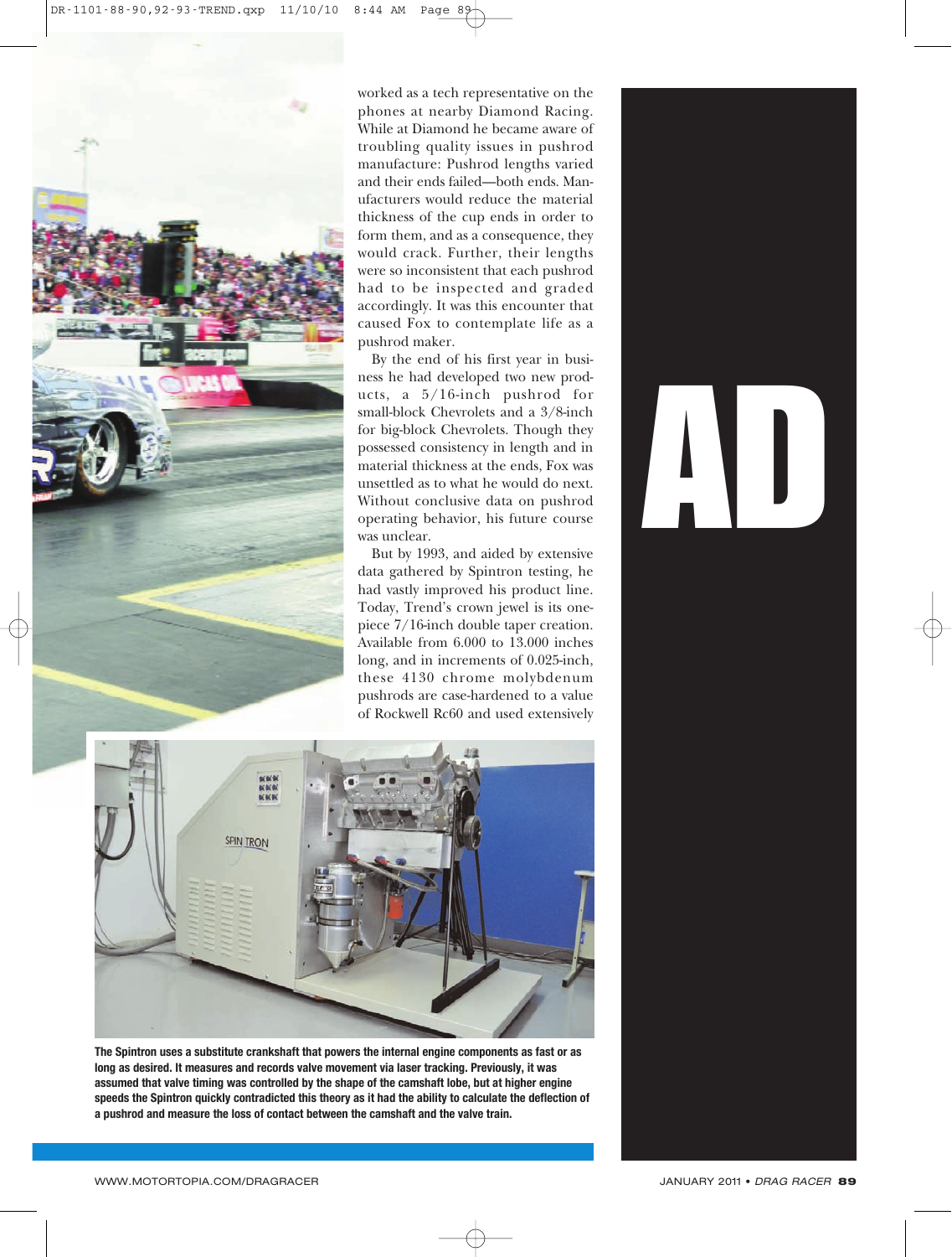worked as a tech representative on the phones at nearby Diamond Racing. While at Diamond he became aware of troubling quality issues in pushrod manufacture: Pushrod lengths varied and their ends failed—both ends. Manufacturers would reduce the material thickness of the cup ends in order to form them, and as a consequence, they would crack. Further, their lengths were so inconsistent that each pushrod had to be inspected and graded accordingly. It was this encounter that caused Fox to contemplate life as a pushrod maker.

By the end of his first year in business he had developed two new products, a 5/16-inch pushrod for small-block Chevrolets and a 3/8-inch for big-block Chevrolets. Though they possessed consistency in length and in material thickness at the ends, Fox was unsettled as to what he would do next. Without conclusive data on pushrod operating behavior, his future course was unclear.

But by 1993, and aided by extensive data gathered by Spintron testing, he had vastly improved his product line. Today, Trend's crown jewel is its one-piece 7/16-inch double taper creation. Available from 6.000 to 13.000 inches long, and in increments of 0.025-inch, these 4130 chrome molybdenum pushrods are case-hardened to a value of Rockwell Rc60 and used extensively

**The Spintron uses a substitute crankshaft that powers the internal engine components as fast or as long as desired. It measures and records valve movement via laser tracking. Previously, it was assumed that valve timing was controlled by the shape of the camshaft lobe, but at higher engine speeds the Spintron quickly contradicted this theory as it had the ability to calculate the deflection of a pushrod and measure the loss of contact between the camshaft and the valve train.**

AD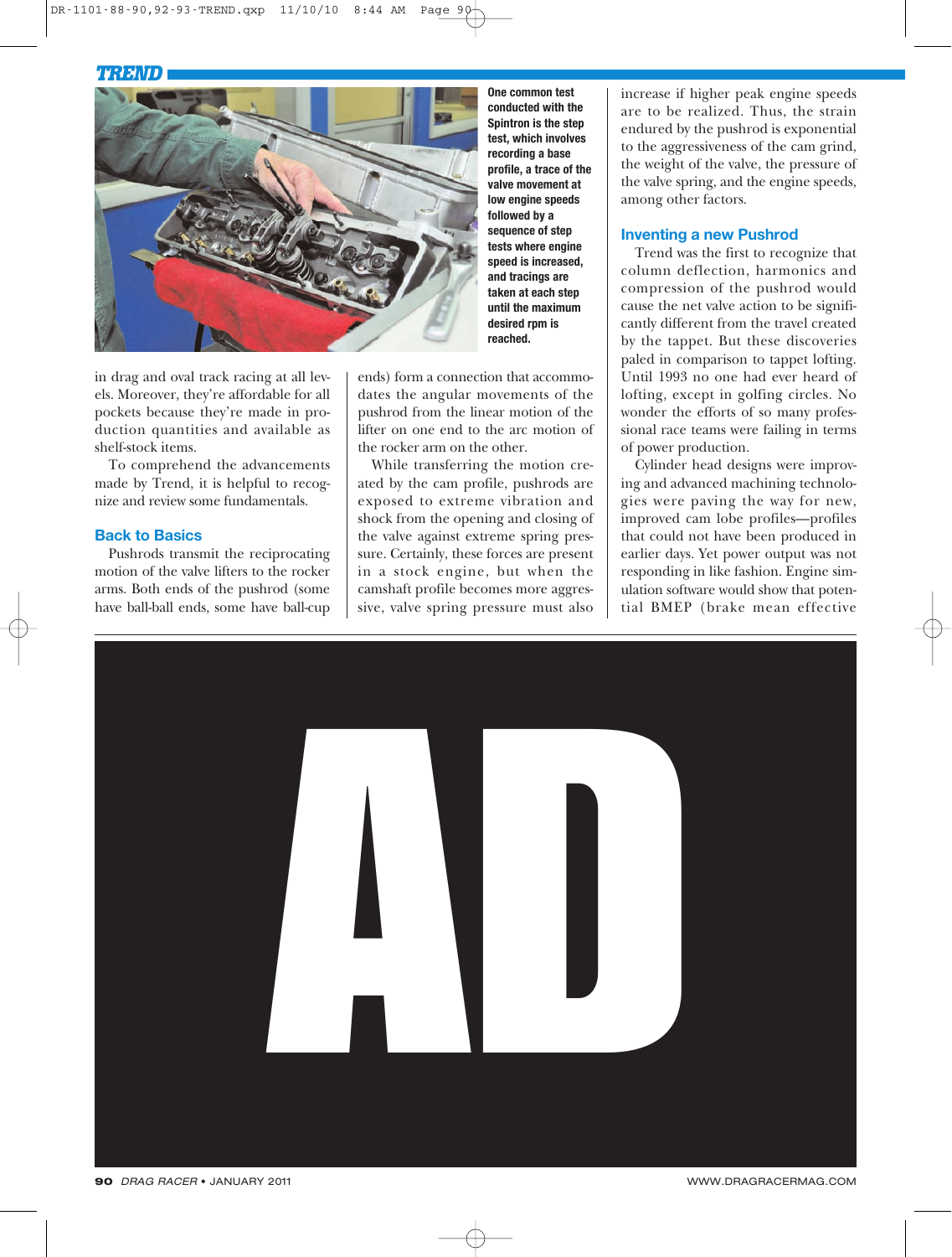One common test conducted with the Spintron is the step test, which involves recording a base profile, a trace of the valve movement at low engine speeds followed by a sequence of step tests where engine speed is increased, and tracings are taken at each step until the maximum desired rpm is reached.

in drag and oval track racing at all levels. Moreover, they're affordable for all pockets because they're made in production quantities and available as shelf-stock items.

To comprehend the advancements made by Trend, it is helpful to recognize and review some fundamentals.

## Back to Basics

Pushrods transmit the reciprocating motion of the valve lifters to the rocker arms. Both ends of the pushrod (some have ball-ball ends, some have ball-cup ends) form a connection that accommodates the angular movements of the pushrod from the linear motion of the lifter on one end to the arc motion of the rocker arm on the other.

While transferring the motion created by the cam profile, pushrods are exposed to extreme vibration and shock from the opening and closing of the valve against extreme spring pressure. Certainly, these forces are present in a stock engine, but when the camshaft profile becomes more aggressive, valve spring pressure must also increase if higher peak engine speeds are to be realized. Thus, the strain endured by the pushrod is exponential to the aggressiveness of the cam grind, the weight of the valve, the pressure of the valve spring, and the engine speeds, among other factors.

## Inventing a new Pushrod

Trend was the first to recognize that column deflection, harmonics and compression of the pushrod would cause the net valve action to be significantly different from the travel created by the tappet. But these discoveries paled in comparison to tappet lofting. Until 1993 no one had ever heard of lofting, except in golfing circles. No wonder the efforts of so many professional race teams were failing in terms of power production.

Cylinder head designs were improving and advanced machining technologies were paving the way for new, improved cam lobe profiles—profiles that could not have been produced in earlier days. Yet power output was not responding in like fashion. Engine simulation software would show that potential BMEP (brake mean effective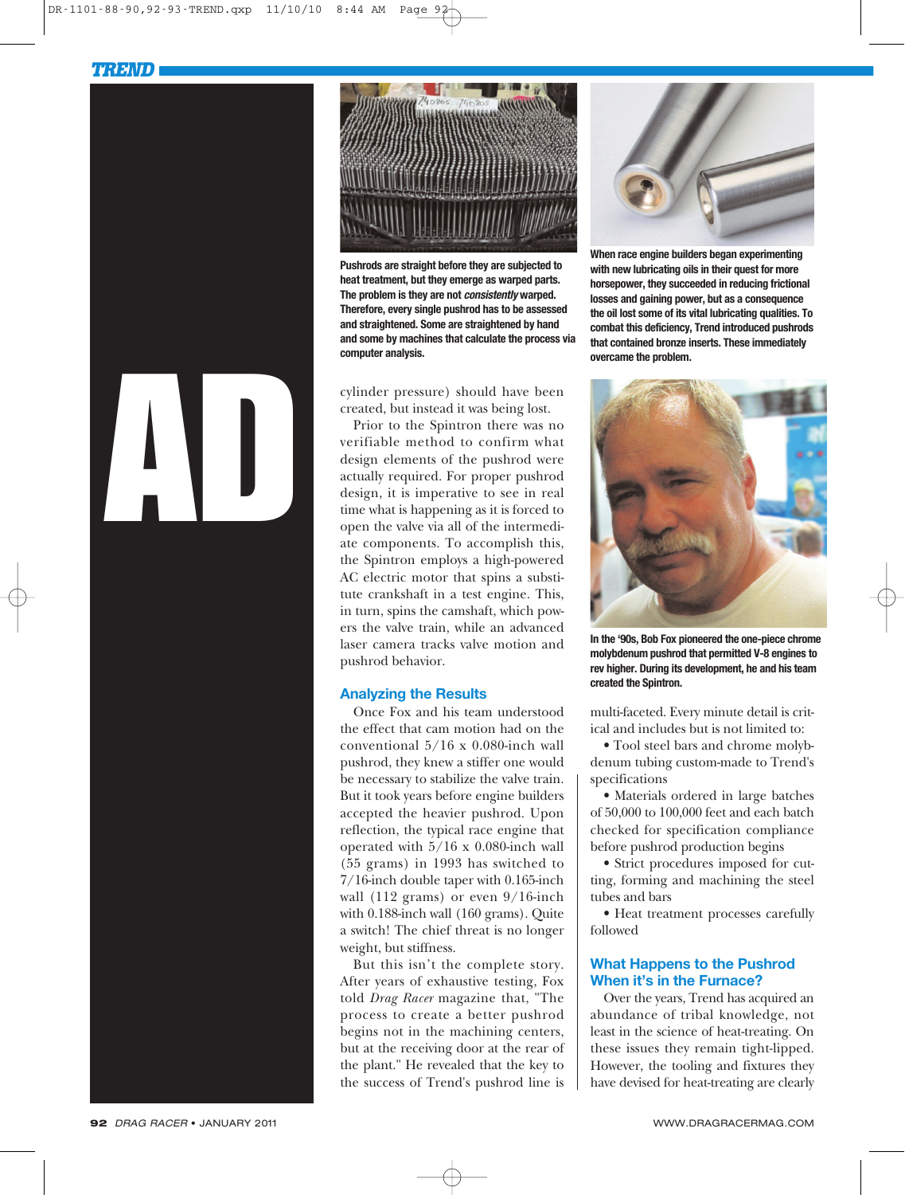Pushrods are straight before they are subjected to heat treatment, but they emerge as warped parts. The problem is they are not *consistently* warped. Therefore, every single pushrod has to be assessed and straightened. Some are straightened by hand and some by machines that calculate the process via computer analysis.

When race engine builders began experimenting with new lubricating oils in their quest for more horsepower, they succeeded in reducing frictional losses and gaining power, but as a consequence the oil lost some of its vital lubricating qualities. To combat this deficiency, Trend introduced pushrods that contained bronze inserts. These immediately overcame the problem.

cylinder pressure) should have been created, but instead it was being lost.

Prior to the Spintron there was no verifiable method to confirm what design elements of the pushrod were actually required. For proper pushrod design, it is imperative to see in real time what is happening as it is forced to open the valve via all of the intermediate components. To accomplish this, the Spintron employs a high-powered AC electric motor that spins a substitute crankshaft in a test engine. This, in turn, spins the camshaft, which powers the valve train, while an advanced laser camera tracks valve motion and pushrod behavior.

## Analyzing the Results

Once Fox and his team understood the effect that cam motion had on the conventional 5/16 x 0.080-inch wall pushrod, they knew a stiffer one would be necessary to stabilize the valve train. But it took years before engine builders accepted the heavier pushrod. Upon reflection, the typical race engine that operated with 5/16 x 0.080-inch wall (55 grams) in 1993 has switched to 7/16-inch double taper with 0.165-inch wall (112 grams) or even 9/16-inch with 0.188-inch wall (160 grams). Quite a switch! The chief threat is no longer weight, but stiffness.

But this isn't the complete story. After years of exhaustive testing, Fox told *Drag Racer* magazine that, "The process to create a better pushrod begins not in the machining centers, but at the receiving door at the rear of the plant." He revealed that the key to the success of Trend's pushrod line is multi-faceted. Every minute detail is critical and includes but is not limited to:

- Tool steel bars and chrome molybdenum tubing custom-made to Trend's specifications
- Materials ordered in large batches of 50,000 to 100,000 feet and each batch checked for specification compliance before pushrod production begins
- Strict procedures imposed for cutting, forming and machining the steel tubes and bars
- Heat treatment processes carefully followed

In the '90s, Bob Fox pioneered the one-piece chrome molybdenum pushrod that permitted V-8 engines to rev higher. During its development, he and his team created the Spintron.

## What Happens to the Pushrod When it's in the Furnace?

Over the years, Trend has acquired an abundance of tribal knowledge, not least in the science of heat-treating. On these issues they remain tight-lipped. However, the tooling and fixtures they have devised for heat-treating are clearly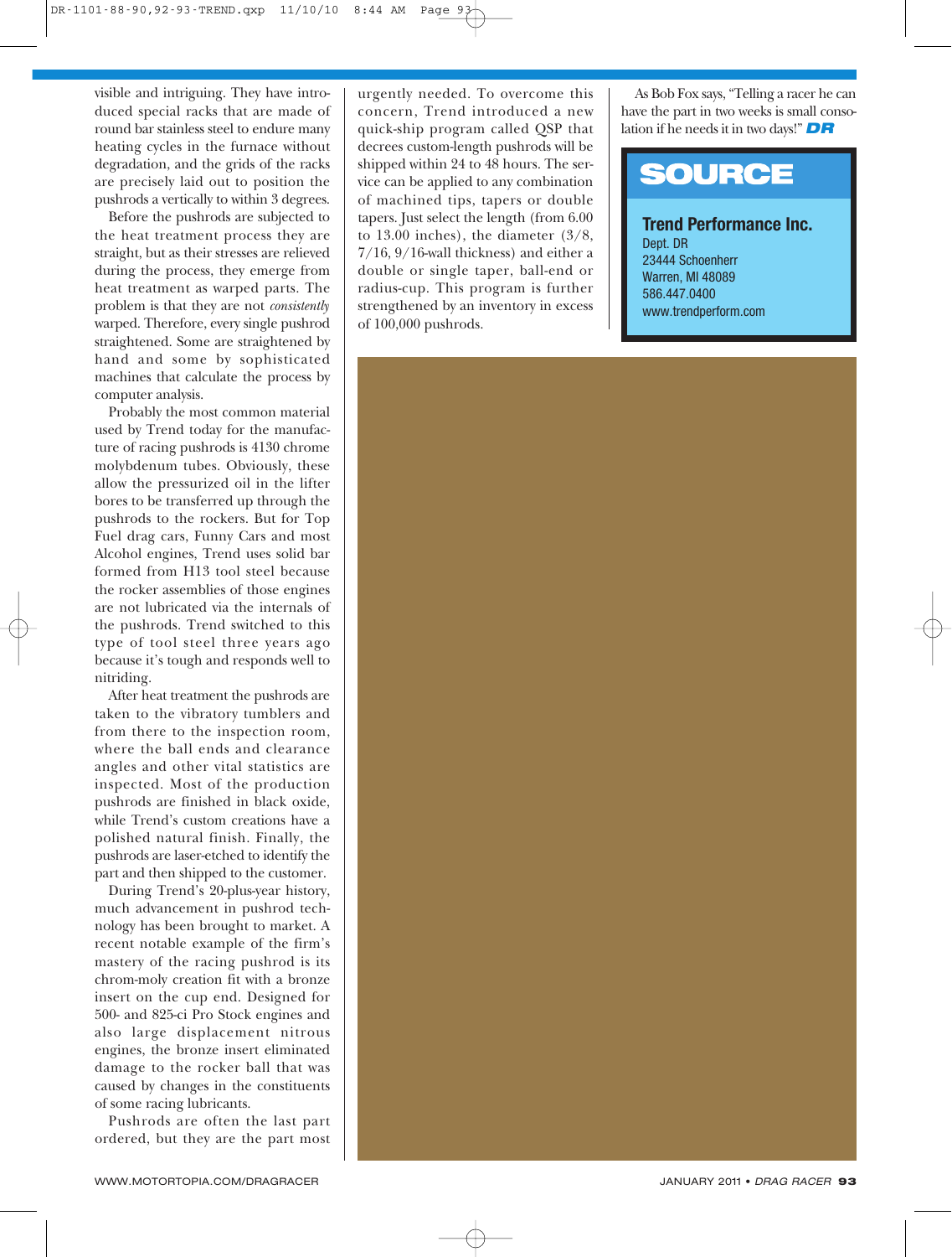visible and intriguing. They have introduced special racks that are made of round bar stainless steel to endure many heating cycles in the furnace without degradation, and the grids of the racks are precisely laid out to position the pushrods a vertically to within 3 degrees.

Before the pushrods are subjected to the heat treatment process they are straight, but as their stresses are relieved during the process, they emerge from heat treatment as warped parts. The problem is that they are not *consistently* warped. Therefore, every single pushrod straightened. Some are straightened by hand and some by sophisticated machines that calculate the process by computer analysis.

Probably the most common material used by Trend today for the manufacture of racing pushrods is 4130 chrome molybdenum tubes. Obviously, these allow the pressurized oil in the lifter bores to be transferred up through the pushrods to the rockers. But for Top Fuel drag cars, Funny Cars and most Alcohol engines, Trend uses solid bar formed from H13 tool steel because the rocker assemblies of those engines are not lubricated via the internals of the pushrods. Trend switched to this type of tool steel three years ago because it's tough and responds well to nitriding.

After heat treatment the pushrods are taken to the vibratory tumblers and from there to the inspection room, where the ball ends and clearance angles and other vital statistics are inspected. Most of the production pushrods are finished in black oxide, while Trend's custom creations have a polished natural finish. Finally, the pushrods are laser-etched to identify the part and then shipped to the customer.

During Trend's 20-plus-year history, much advancement in pushrod technology has been brought to market. A recent notable example of the firm's mastery of the racing pushrod is its chrom-moly creation fit with a bronze insert on the cup end. Designed for 500- and 825-ci Pro Stock engines and also large displacement nitrous engines, the bronze insert eliminated damage to the rocker ball that was caused by changes in the constituents of some racing lubricants.

Pushrods are often the last part ordered, but they are the part most urgently needed. To overcome this concern, Trend introduced a new quick-ship program called QSP that decrees custom-length pushrods will be shipped within 24 to 48 hours. The service can be applied to any combination of machined tips, tapers or double tapers. Just select the length (from 6.00 to 13.00 inches), the diameter (3/8, 7/16, 9/16-wall thickness) and either a double or single taper, ball-end or radius-cup. This program is further strengthened by an inventory in excess of 100,000 pushrods.

As Bob Fox says, "Telling a racer he can have the part in two weeks is small consolation if he needs it in two days!" **DR**

## SOURCE

**Trend Performance Inc.**
Dept. DR
23444 Schoenherr
Warren, MI 48089
586.447.0400
www.trendperform.com